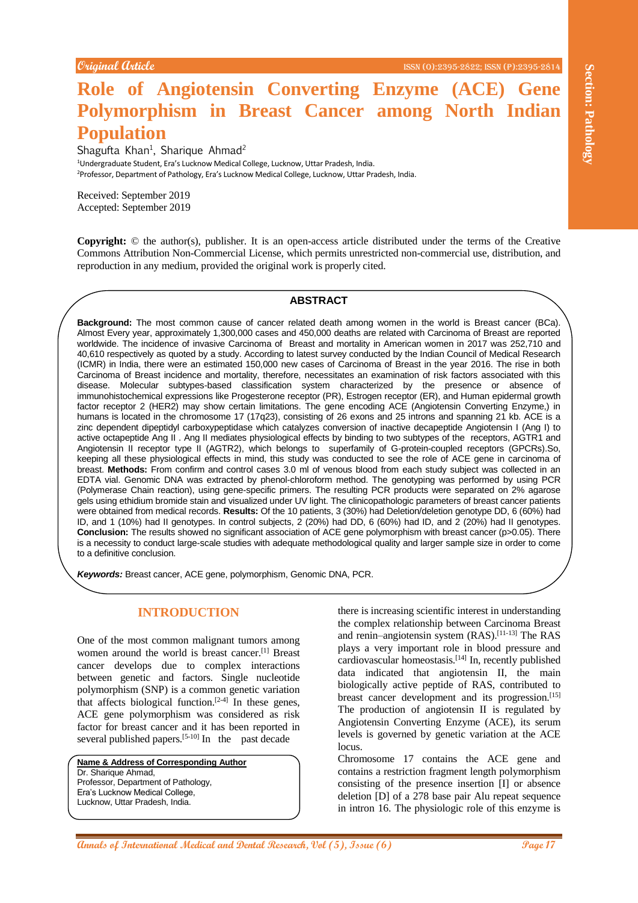Original Article

# Role of Angiotensin Converting Enzyme (ACE) Gene Polymorphism in Breast Cancer among North Indian Population

Shagufta Khan[1], Sharique Ahmad[2]

[1]Undergraduate Student, Era's Lucknow Medical College, Lucknow, Uttar Pradesh, India.
[2]Professor, Department of Pathology, Era's Lucknow Medical College, Lucknow, Uttar Pradesh, India.

Received: September 2019
Accepted: September 2019

**Copyright:** © the author(s), publisher. It is an open-access article distributed under the terms of the Creative Commons Attribution Non-Commercial License, which permits unrestricted non-commercial use, distribution, and reproduction in any medium, provided the original work is properly cited.

## ABSTRACT

**Background:** The most common cause of cancer related death among women in the world is Breast cancer (BCa). Almost Every year, approximately 1,300,000 cases and 450,000 deaths are related with Carcinoma of Breast are reported worldwide. The incidence of invasive Carcinoma of Breast and mortality in American women in 2017 was 252,710 and 40,610 respectively as quoted by a study. According to latest survey conducted by the Indian Council of Medical Research (ICMR) in India, there were an estimated 150,000 new cases of Carcinoma of Breast in the year 2016. The rise in both Carcinoma of Breast incidence and mortality, therefore, necessitates an examination of risk factors associated with this disease. Molecular subtypes-based classification system characterized by the presence or absence of immunohistochemical expressions like Progesterone receptor (PR), Estrogen receptor (ER), and Human epidermal growth factor receptor 2 (HER2) may show certain limitations. The gene encoding ACE (Angiotensin Converting Enzyme,) in humans is located in the chromosome 17 (17q23), consisting of 26 exons and 25 introns and spanning 21 kb. ACE is a zinc dependent dipeptidyl carboxypeptidase which catalyzes conversion of inactive decapeptide Angiotensin I (Ang I) to active octapeptide Ang II . Ang II mediates physiological effects by binding to two subtypes of the receptors, AGTR1 and Angiotensin II receptor type II (AGTR2), which belongs to superfamily of G-protein-coupled receptors (GPCRs).So, keeping all these physiological effects in mind, this study was conducted to see the role of ACE gene in carcinoma of breast. **Methods:** From confirm and control cases 3.0 ml of venous blood from each study subject was collected in an EDTA vial. Genomic DNA was extracted by phenol-chloroform method. The genotyping was performed by using PCR (Polymerase Chain reaction), using gene-specific primers. The resulting PCR products were separated on 2% agarose gels using ethidium bromide stain and visualized under UV light. The clinicopathologic parameters of breast cancer patients were obtained from medical records. **Results:** Of the 10 patients, 3 (30%) had Deletion/deletion genotype DD, 6 (60%) had ID, and 1 (10%) had II genotypes. In control subjects, 2 (20%) had DD, 6 (60%) had ID, and 2 (20%) had II genotypes. **Conclusion:** The results showed no significant association of ACE gene polymorphism with breast cancer ($p>0.05$). There is a necessity to conduct large-scale studies with adequate methodological quality and larger sample size in order to come to a definitive conclusion.

***Keywords:*** Breast cancer, ACE gene, polymorphism, Genomic DNA, PCR.

## INTRODUCTION

One of the most common malignant tumors among women around the world is breast cancer.[1] Breast cancer develops due to complex interactions between genetic and factors. Single nucleotide polymorphism (SNP) is a common genetic variation that affects biological function.[2-4] In these genes, ACE gene polymorphism was considered as risk factor for breast cancer and it has been reported in several published papers.[5-10] In the past decade there is increasing scientific interest in understanding the complex relationship between Carcinoma Breast and renin–angiotensin system (RAS).[11-13] The RAS plays a very important role in blood pressure and cardiovascular homeostasis.[14] In, recently published data indicated that angiotensin II, the main biologically active peptide of RAS, contributed to breast cancer development and its progression.[15] The production of angiotensin II is regulated by Angiotensin Converting Enzyme (ACE), its serum levels is governed by genetic variation at the ACE locus.

Chromosome 17 contains the ACE gene and contains a restriction fragment length polymorphism consisting of the presence insertion [I] or absence deletion [D] of a 278 base pair Alu repeat sequence in intron 16. The physiologic role of this enzyme is

**Name & Address of Corresponding Author**
Dr. Sharique Ahmad,
Professor, Department of Pathology,
Era's Lucknow Medical College,
Lucknow, Uttar Pradesh, India.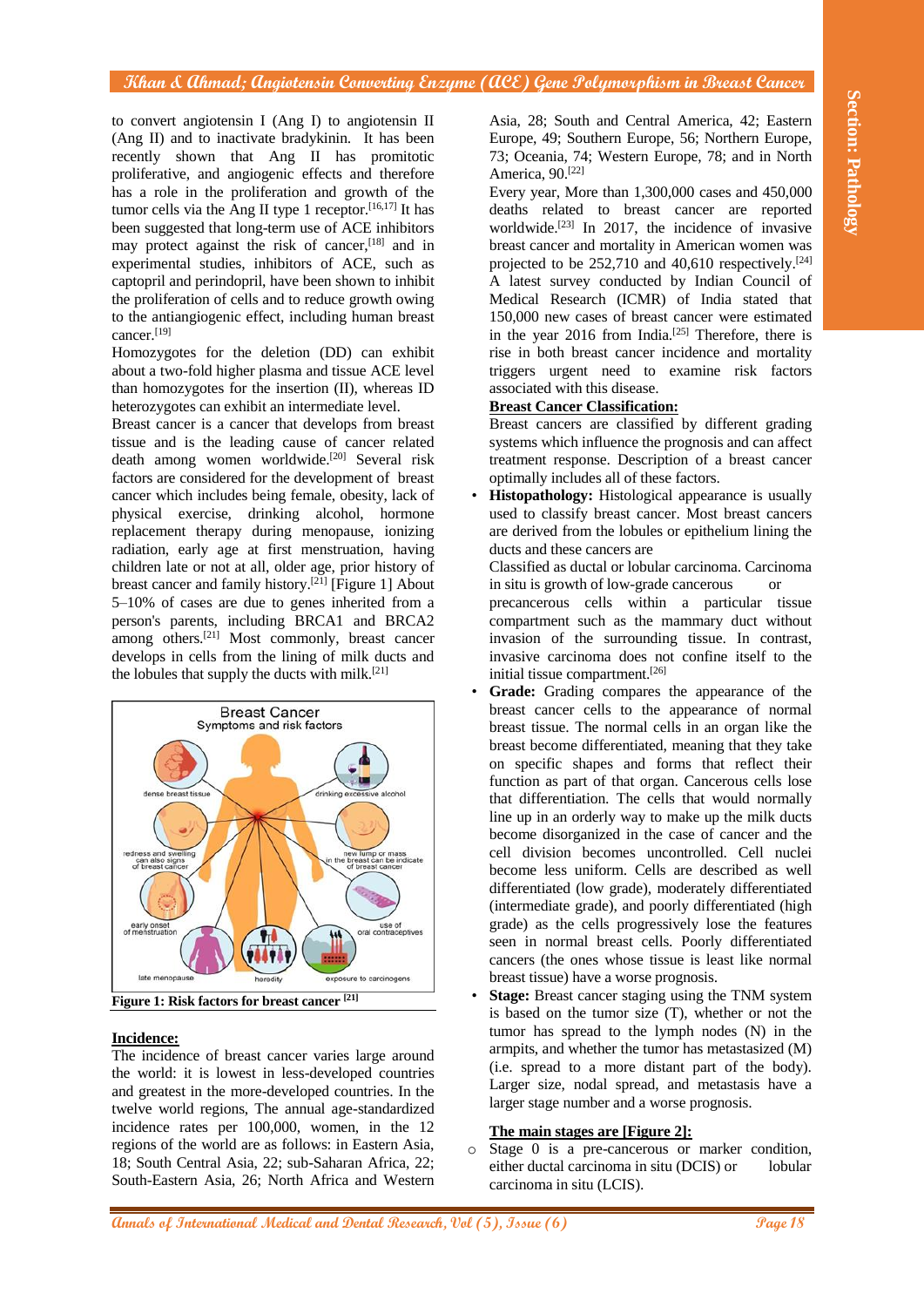to convert angiotensin I (Ang I) to angiotensin II (Ang II) and to inactivate bradykinin. It has been recently shown that Ang II has promitotic proliferative, and angiogenic effects and therefore has a role in the proliferation and growth of the tumor cells via the Ang II type 1 receptor.[16,17] It has been suggested that long-term use of ACE inhibitors may protect against the risk of cancer,[18] and in experimental studies, inhibitors of ACE, such as captopril and perindopril, have been shown to inhibit the proliferation of cells and to reduce growth owing to the antiangiogenic effect, including human breast cancer.[19]

Homozygotes for the deletion (DD) can exhibit about a two-fold higher plasma and tissue ACE level than homozygotes for the insertion (II), whereas ID heterozygotes can exhibit an intermediate level.

Breast cancer is a cancer that develops from breast tissue and is the leading cause of cancer related death among women worldwide.[20] Several risk factors are considered for the development of breast cancer which includes being female, obesity, lack of physical exercise, drinking alcohol, hormone replacement therapy during menopause, ionizing radiation, early age at first menstruation, having children late or not at all, older age, prior history of breast cancer and family history.[21] [Figure 1] About 5–10% of cases are due to genes inherited from a person's parents, including BRCA1 and BRCA2 among others.[21] Most commonly, breast cancer develops in cells from the lining of milk ducts and the lobules that supply the ducts with milk.[21]

**Figure 1: Risk factors for breast cancer [21]**

## Incidence:

The incidence of breast cancer varies large around the world: it is lowest in less-developed countries and greatest in the more-developed countries. In the twelve world regions, The annual age-standardized incidence rates per 100,000, women, in the 12 regions of the world are as follows: in Eastern Asia, 18; South Central Asia, 22; sub-Saharan Africa, 22; South-Eastern Asia, 26; North Africa and Western Asia, 28; South and Central America, 42; Eastern Europe, 49; Southern Europe, 56; Northern Europe, 73; Oceania, 74; Western Europe, 78; and in North America, 90.[22]

Every year, More than 1,300,000 cases and 450,000 deaths related to breast cancer are reported worldwide.[23] In 2017, the incidence of invasive breast cancer and mortality in American women was projected to be 252,710 and 40,610 respectively.[24] A latest survey conducted by Indian Council of Medical Research (ICMR) of India stated that 150,000 new cases of breast cancer were estimated in the year 2016 from India.[25] Therefore, there is rise in both breast cancer incidence and mortality triggers urgent need to examine risk factors associated with this disease.

## Breast Cancer Classification:

Breast cancers are classified by different grading systems which influence the prognosis and can affect treatment response. Description of a breast cancer optimally includes all of these factors.

- **Histopathology:** Histological appearance is usually used to classify breast cancer. Most breast cancers are derived from the lobules or epithelium lining the ducts and these cancers are
  Classified as ductal or lobular carcinoma. Carcinoma in situ is growth of low-grade cancerous or precancerous cells within a particular tissue compartment such as the mammary duct without invasion of the surrounding tissue. In contrast, invasive carcinoma does not confine itself to the initial tissue compartment.[26]
- **Grade:** Grading compares the appearance of the breast cancer cells to the appearance of normal breast tissue. The normal cells in an organ like the breast become differentiated, meaning that they take on specific shapes and forms that reflect their function as part of that organ. Cancerous cells lose that differentiation. The cells that would normally line up in an orderly way to make up the milk ducts become disorganized in the case of cancer and the cell division becomes uncontrolled. Cell nuclei become less uniform. Cells are described as well differentiated (low grade), moderately differentiated (intermediate grade), and poorly differentiated (high grade) as the cells progressively lose the features seen in normal breast cells. Poorly differentiated cancers (the ones whose tissue is least like normal breast tissue) have a worse prognosis.
- **Stage:** Breast cancer staging using the TNM system is based on the tumor size (T), whether or not the tumor has spread to the lymph nodes (N) in the armpits, and whether the tumor has metastasized (M) (i.e. spread to a more distant part of the body). Larger size, nodal spread, and metastasis have a larger stage number and a worse prognosis.

## The main stages are [Figure 2]:

- Stage 0 is a pre-cancerous or marker condition, either ductal carcinoma in situ (DCIS) or lobular carcinoma in situ (LCIS).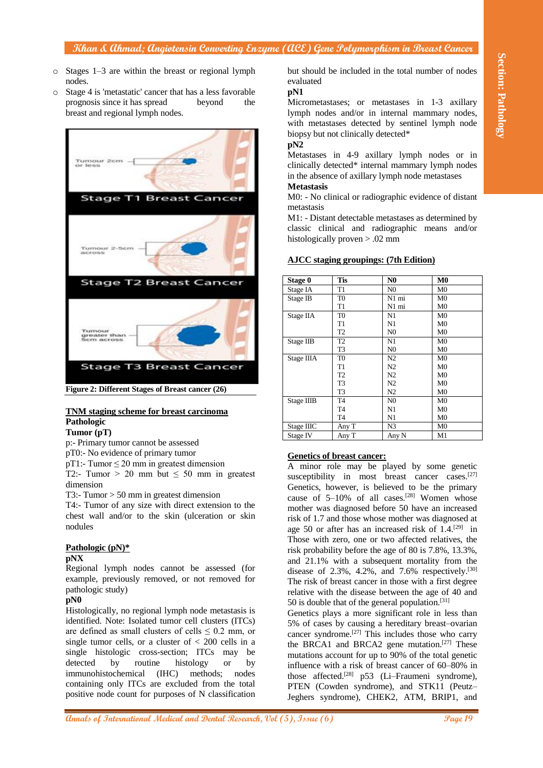- Stages 1–3 are within the breast or regional lymph nodes.
- Stage 4 is 'metastatic' cancer that has a less favorable prognosis since it has spread beyond the breast and regional lymph nodes.

Figure 2: Different Stages of Breast cancer (26)

**TNM staging scheme for breast carcinoma**

**Pathologic**

**Tumor (pT)**

p:- Primary tumor cannot be assessed

pT0:- No evidence of primary tumor

pT1:- Tumor ≤ 20 mm in greatest dimension

T2:- Tumor > 20 mm but ≤ 50 mm in greatest dimension

T3:- Tumor > 50 mm in greatest dimension

T4:- Tumor of any size with direct extension to the chest wall and/or to the skin (ulceration or skin nodules

**Pathologic (pN)***

**pNX**

Regional lymph nodes cannot be assessed (for example, previously removed, or not removed for pathologic study)

**pN0**

Histologically, no regional lymph node metastasis is identified. Note: Isolated tumor cell clusters (ITCs) are defined as small clusters of cells ≤ 0.2 mm, or single tumor cells, or a cluster of < 200 cells in a single histologic cross-section; ITCs may be detected by routine histology or by immunohistochemical (IHC) methods; nodes containing only ITCs are excluded from the total positive node count for purposes of N classification but should be included in the total number of nodes evaluated

**pN1**

Micrometastases; or metastases in 1-3 axillary lymph nodes and/or in internal mammary nodes, with metastases detected by sentinel lymph node biopsy but not clinically detected*

**pN2**

Metastases in 4-9 axillary lymph nodes or in clinically detected* internal mammary lymph nodes in the absence of axillary lymph node metastases

**Metastasis**

M0: - No clinical or radiographic evidence of distant metastasis

M1: - Distant detectable metastases as determined by classic clinical and radiographic means and/or histologically proven > .02 mm

**AJCC staging groupings: (7th Edition)**

| Stage 0 | Tis | N0 | M0 |
|---|---|---|---|
| Stage IA | T1 | N0 | M0 |
| Stage IB | T0<br>T1 | N1 mi<br>N1 mi | M0<br>M0 |
| Stage IIA | T0<br>T1<br>T2 | N1<br>N1<br>N0 | M0<br>M0<br>M0 |
| Stage IIB | T2<br>T3 | N1<br>N0 | M0<br>M0 |
| Stage IIIA | T0<br>T1<br>T2<br>T3<br>T3 | N2<br>N2<br>N2<br>N2<br>N2 | M0<br>M0<br>M0<br>M0<br>M0 |
| Stage IIIB | T4<br>T4<br>T4 | N0<br>N1<br>N1 | M0<br>M0<br>M0 |
| Stage IIIC | Any T | N3 | M0 |
| Stage IV | Any T | Any N | M1 |

**Genetics of breast cancer:**

A minor role may be played by some genetic susceptibility in most breast cancer cases.[27] Genetics, however, is believed to be the primary cause of 5–10% of all cases.[28] Women whose mother was diagnosed before 50 have an increased risk of 1.7 and those whose mother was diagnosed at age 50 or after has an increased risk of 1.4.[29] in Those with zero, one or two affected relatives, the risk probability before the age of 80 is 7.8%, 13.3%, and 21.1% with a subsequent mortality from the disease of 2.3%, 4.2%, and 7.6% respectively.[30] The risk of breast cancer in those with a first degree relative with the disease between the age of 40 and 50 is double that of the general population.[31]

Genetics plays a more significant role in less than 5% of cases by causing a hereditary breast–ovarian cancer syndrome.[27] This includes those who carry the BRCA1 and BRCA2 gene mutation.[27] These mutations account for up to 90% of the total genetic influence with a risk of breast cancer of 60–80% in those affected.[28] p53 (Li–Fraumeni syndrome), PTEN (Cowden syndrome), and STK11 (Peutz–Jeghers syndrome), CHEK2, ATM, BRIP1, and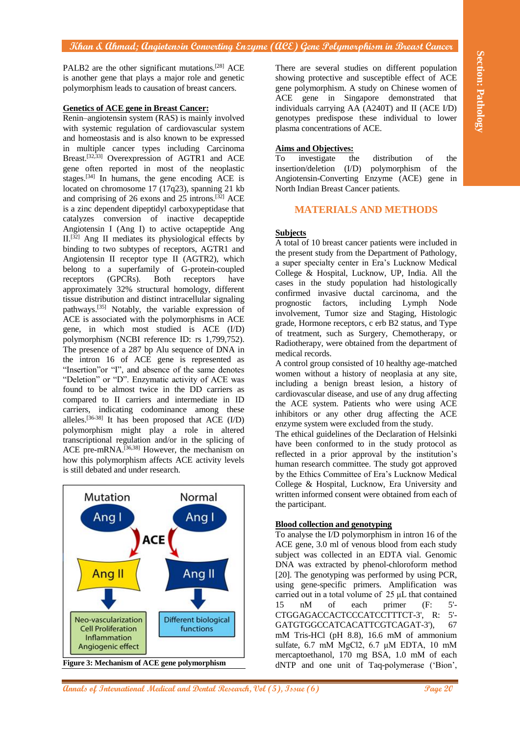PALB2 are the other significant mutations.[28] ACE is another gene that plays a major role and genetic polymorphism leads to causation of breast cancers.

**Genetics of ACE gene in Breast Cancer:**

Renin–angiotensin system (RAS) is mainly involved with systemic regulation of cardiovascular system and homeostasis and is also known to be expressed in multiple cancer types including Carcinoma Breast.[32,33] Overexpression of AGTR1 and ACE gene often reported in most of the neoplastic stages.[34] In humans, the gene encoding ACE is located on chromosome 17 (17q23), spanning 21 kb and comprising of 26 exons and 25 introns.[32] ACE is a zinc dependent dipeptidyl carboxypeptidase that catalyzes conversion of inactive decapeptide Angiotensin I (Ang I) to active octapeptide Ang II.[32] Ang II mediates its physiological effects by binding to two subtypes of receptors, AGTR1 and Angiotensin II receptor type II (AGTR2), which belong to a superfamily of G-protein-coupled receptors (GPCRs). Both receptors have approximately 32% structural homology, different tissue distribution and distinct intracellular signaling pathways.[35] Notably, the variable expression of ACE is associated with the polymorphisms in ACE gene, in which most studied is ACE (I/D) polymorphism (NCBI reference ID: rs 1,799,752). The presence of a 287 bp Alu sequence of DNA in the intron 16 of ACE gene is represented as "Insertion"or "I", and absence of the same denotes "Deletion" or "D". Enzymatic activity of ACE was found to be almost twice in the DD carriers as compared to II carriers and intermediate in ID carriers, indicating codominance among these alleles.[36-38] It has been proposed that ACE (I/D) polymorphism might play a role in altered transcriptional regulation and/or in the splicing of ACE pre-mRNA.[36,38] However, the mechanism on how this polymorphism affects ACE activity levels is still debated and under research.

Figure 3: Mechanism of ACE gene polymorphism

There are several studies on different population showing protective and susceptible effect of ACE gene polymorphism. A study on Chinese women of ACE gene in Singapore demonstrated that individuals carrying AA (A240T) and II (ACE I/D) genotypes predispose these individual to lower plasma concentrations of ACE.

**Aims and Objectives:**

To investigate the distribution of the insertion/deletion (I/D) polymorphism of the Angiotensin-Converting Enzyme (ACE) gene in North Indian Breast Cancer patients.

## MATERIALS AND METHODS

**Subjects**

A total of 10 breast cancer patients were included in the present study from the Department of Pathology, a super specialty center in Era's Lucknow Medical College & Hospital, Lucknow, UP, India. All the cases in the study population had histologically confirmed invasive ductal carcinoma, and the prognostic factors, including Lymph Node involvement, Tumor size and Staging, Histologic grade, Hormone receptors, c erb B2 status, and Type of treatment, such as Surgery, Chemotherapy, or Radiotherapy, were obtained from the department of medical records.

A control group consisted of 10 healthy age-matched women without a history of neoplasia at any site, including a benign breast lesion, a history of cardiovascular disease, and use of any drug affecting the ACE system. Patients who were using ACE inhibitors or any other drug affecting the ACE enzyme system were excluded from the study.

The ethical guidelines of the Declaration of Helsinki have been conformed to in the study protocol as reflected in a prior approval by the institution's human research committee. The study got approved by the Ethics Committee of Era's Lucknow Medical College & Hospital, Lucknow, Era University and written informed consent were obtained from each of the participant.

**Blood collection and genotyping**

To analyse the I/D polymorphism in intron 16 of the ACE gene, 3.0 ml of venous blood from each study subject was collected in an EDTA vial. Genomic DNA was extracted by phenol-chloroform method [20]. The genotyping was performed by using PCR, using gene-specific primers. Amplification was carried out in a total volume of 25 µL that contained 15 nM of each primer (F: 5'-CTGGAGACCACTCCCATCCTTTCT-3', R: 5'-GATGTGGCCATCACATTCGTCAGAT-3'), 67 mM Tris-HCl (pH 8.8), 16.6 mM of ammonium sulfate, 6.7 mM $MgCl_2$, 6.7 µM EDTA, 10 mM mercaptoethanol, 170 mg BSA, 1.0 mM of each dNTP and one unit of Taq-polymerase ('Bion',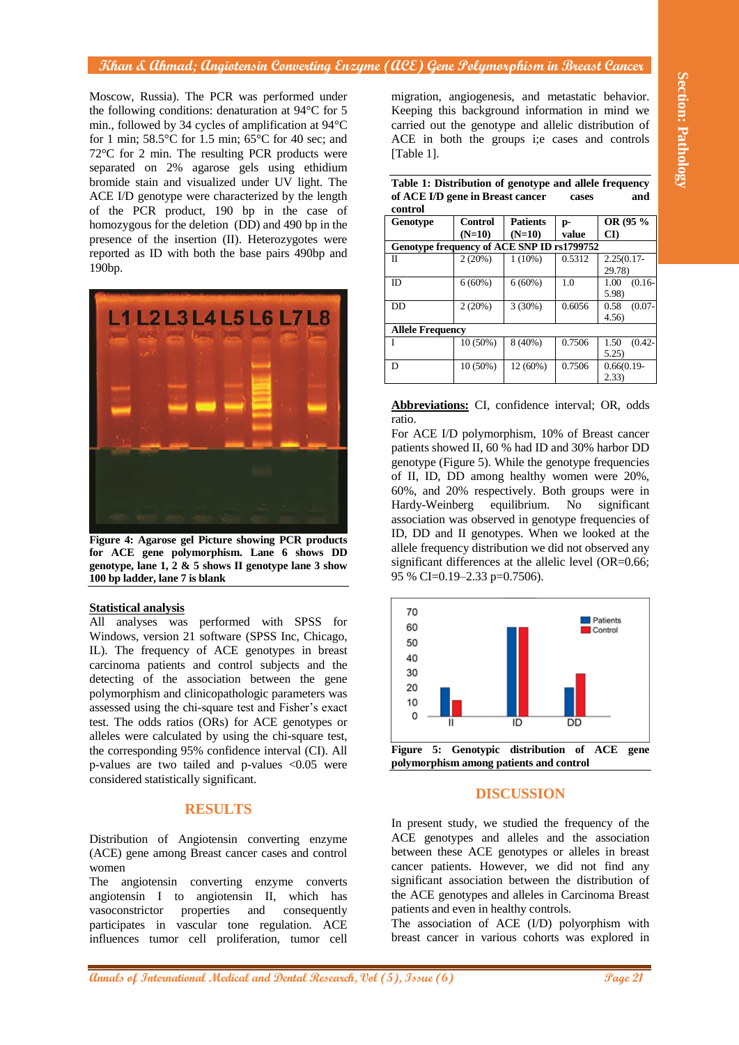Moscow, Russia). The PCR was performed under the following conditions: denaturation at 94°C for 5 min., followed by 34 cycles of amplification at 94°C for 1 min; 58.5°C for 1.5 min; 65°C for 40 sec; and 72°C for 2 min. The resulting PCR products were separated on 2% agarose gels using ethidium bromide stain and visualized under UV light. The ACE I/D genotype were characterized by the length of the PCR product, 190 bp in the case of homozygous for the deletion (DD) and 490 bp in the presence of the insertion (II). Heterozygotes were reported as ID with both the base pairs 490bp and 190bp.

**Figure 4: Agarose gel Picture showing PCR products for ACE gene polymorphism. Lane 6 shows DD genotype, lane 1, 2 & 5 shows II genotype lane 3 show 100 bp ladder, lane 7 is blank**

## Statistical analysis

All analyses was performed with SPSS for Windows, version 21 software (SPSS Inc, Chicago, IL). The frequency of ACE genotypes in breast carcinoma patients and control subjects and the detecting of the association between the gene polymorphism and clinicopathologic parameters was assessed using the chi-square test and Fisher's exact test. The odds ratios (ORs) for ACE genotypes or alleles were calculated by using the chi-square test, the corresponding 95% confidence interval (CI). All p-values are two tailed and p-values <0.05 were considered statistically significant.

## RESULTS

Distribution of Angiotensin converting enzyme (ACE) gene among Breast cancer cases and control women

The angiotensin converting enzyme converts angiotensin I to angiotensin II, which has vasoconstrictor properties and consequently participates in vascular tone regulation. ACE influences tumor cell proliferation, tumor cell migration, angiogenesis, and metastatic behavior. Keeping this background information in mind we carried out the genotype and allelic distribution of ACE in both the groups i;e cases and controls [Table 1].

**Table 1: Distribution of genotype and allele frequency of ACE I/D gene in Breast cancer cases and control**

| Genotype | Control (N=10) | Patients (N=10) | p-value | OR (95 % CI) |
|---|---|---|---|---|
| **Genotype frequency of ACE SNP ID rs1799752** | | | | |
| II | 2 (20%) | 1 (10%) | 0.5312 | 2.25(0.17-29.78) |
| ID | 6 (60%) | 6 (60%) | 1.0 | 1.00 (0.16-5.98) |
| DD | 2 (20%) | 3 (30%) | 0.6056 | 0.58 (0.07-4.56) |
| **Allele Frequency** | | | | |
| I | 10 (50%) | 8 (40%) | 0.7506 | 1.50 (0.42-5.25) |
| D | 10 (50%) | 12 (60%) | 0.7506 | 0.66(0.19-2.33) |

**Abbreviations:** CI, confidence interval; OR, odds ratio.

For ACE I/D polymorphism, 10% of Breast cancer patients showed II, 60 % had ID and 30% harbor DD genotype (Figure 5). While the genotype frequencies of II, ID, DD among healthy women were 20%, 60%, and 20% respectively. Both groups were in Hardy-Weinberg equilibrium. No significant association was observed in genotype frequencies of ID, DD and II genotypes. When we looked at the allele frequency distribution we did not observed any significant differences at the allelic level (OR=0.66; 95 % CI=0.19–2.33 p=0.7506).

**Figure 5: Genotypic distribution of ACE gene polymorphism among patients and control**

## DISCUSSION

In present study, we studied the frequency of the ACE genotypes and alleles and the association between these ACE genotypes or alleles in breast cancer patients. However, we did not find any significant association between the distribution of the ACE genotypes and alleles in Carcinoma Breast patients and even in healthy controls.

The association of ACE (I/D) polyorphism with breast cancer in various cohorts was explored in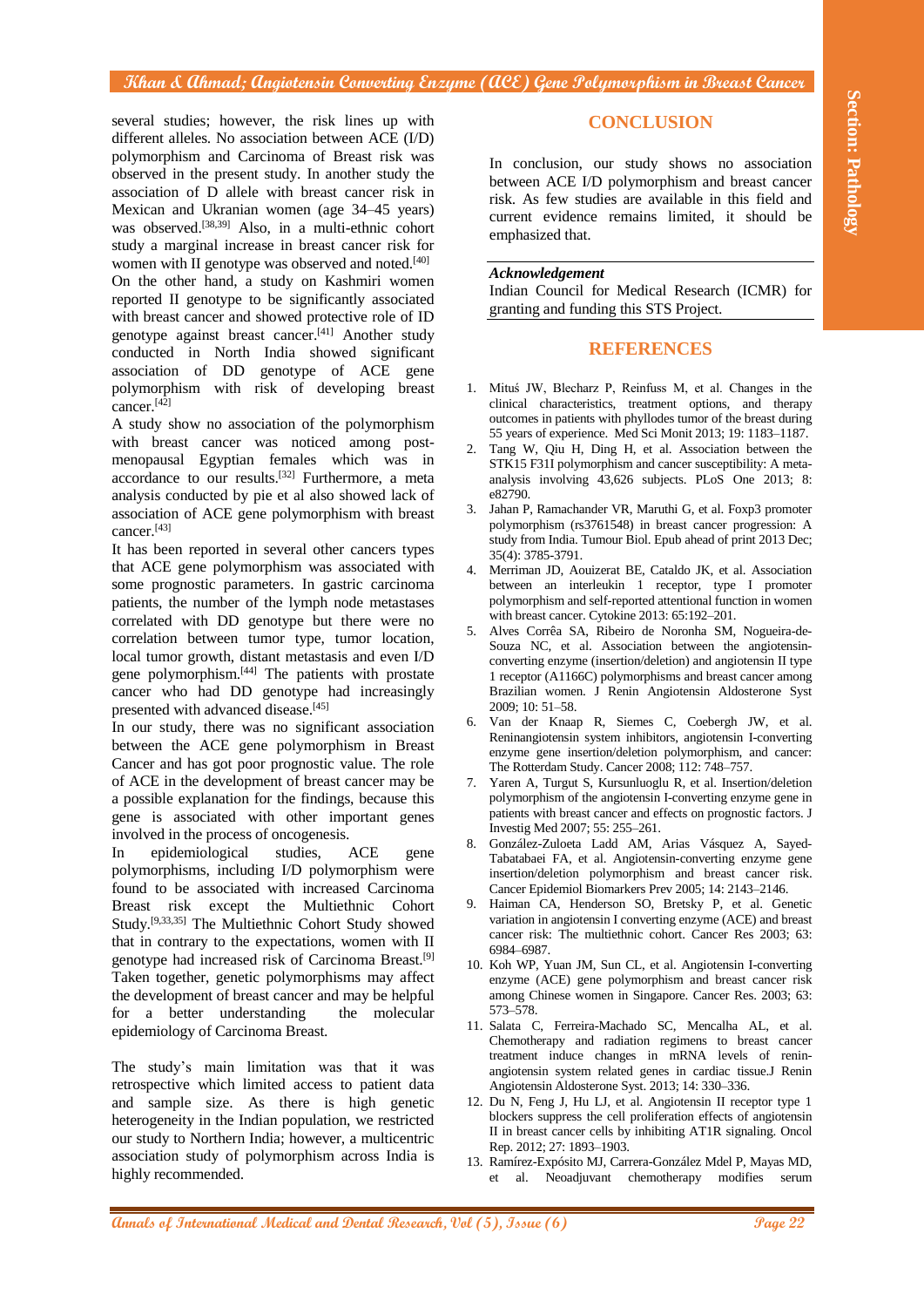several studies; however, the risk lines up with different alleles. No association between ACE (I/D) polymorphism and Carcinoma of Breast risk was observed in the present study. In another study the association of D allele with breast cancer risk in Mexican and Ukranian women (age 34–45 years) was observed.[38,39] Also, in a multi-ethnic cohort study a marginal increase in breast cancer risk for women with II genotype was observed and noted.[40] On the other hand, a study on Kashmiri women reported II genotype to be significantly associated with breast cancer and showed protective role of ID genotype against breast cancer.[41] Another study conducted in North India showed significant association of DD genotype of ACE gene polymorphism with risk of developing breast cancer.[42]

A study show no association of the polymorphism with breast cancer was noticed among post-menopausal Egyptian females which was in accordance to our results.[32] Furthermore, a meta analysis conducted by pie et al also showed lack of association of ACE gene polymorphism with breast cancer.[43]

It has been reported in several other cancers types that ACE gene polymorphism was associated with some prognostic parameters. In gastric carcinoma patients, the number of the lymph node metastases correlated with DD genotype but there were no correlation between tumor type, tumor location, local tumor growth, distant metastasis and even I/D gene polymorphism.[44] The patients with prostate cancer who had DD genotype had increasingly presented with advanced disease.[45]

In our study, there was no significant association between the ACE gene polymorphism in Breast Cancer and has got poor prognostic value. The role of ACE in the development of breast cancer may be a possible explanation for the findings, because this gene is associated with other important genes involved in the process of oncogenesis.

In epidemiological studies, ACE gene polymorphisms, including I/D polymorphism were found to be associated with increased Carcinoma Breast risk except the Multiethnic Cohort Study.[9,33,35] The Multiethnic Cohort Study showed that in contrary to the expectations, women with II genotype had increased risk of Carcinoma Breast.[9] Taken together, genetic polymorphisms may affect the development of breast cancer and may be helpful for a better understanding the molecular epidemiology of Carcinoma Breast.

The study's main limitation was that it was retrospective which limited access to patient data and sample size. As there is high genetic heterogeneity in the Indian population, we restricted our study to Northern India; however, a multicentric association study of polymorphism across India is highly recommended.

## CONCLUSION

In conclusion, our study shows no association between ACE I/D polymorphism and breast cancer risk. As few studies are available in this field and current evidence remains limited, it should be emphasized that.

***Acknowledgement***

Indian Council for Medical Research (ICMR) for granting and funding this STS Project.

## REFERENCES

1. Mituś JW, Blecharz P, Reinfuss M, et al. Changes in the clinical characteristics, treatment options, and therapy outcomes in patients with phyllodes tumor of the breast during 55 years of experience. Med Sci Monit 2013; 19: 1183–1187.
2. Tang W, Qiu H, Ding H, et al. Association between the STK15 F31I polymorphism and cancer susceptibility: A meta-analysis involving 43,626 subjects. PLoS One 2013; 8: e82790.
3. Jahan P, Ramachander VR, Maruthi G, et al. Foxp3 promoter polymorphism (rs3761548) in breast cancer progression: A study from India. Tumour Biol. Epub ahead of print 2013 Dec; 35(4): 3785-3791.
4. Merriman JD, Aouizerat BE, Cataldo JK, et al. Association between an interleukin 1 receptor, type I promoter polymorphism and self-reported attentional function in women with breast cancer. Cytokine 2013: 65:192–201.
5. Alves Corrêa SA, Ribeiro de Noronha SM, Nogueira-de-Souza NC, et al. Association between the angiotensin-converting enzyme (insertion/deletion) and angiotensin II type 1 receptor (A1166C) polymorphisms and breast cancer among Brazilian women. J Renin Angiotensin Aldosterone Syst 2009; 10: 51–58.
6. Van der Knaap R, Siemes C, Coebergh JW, et al. Reninangiotensin system inhibitors, angiotensin I-converting enzyme gene insertion/deletion polymorphism, and cancer: The Rotterdam Study. Cancer 2008; 112: 748–757.
7. Yaren A, Turgut S, Kursunluoglu R, et al. Insertion/deletion polymorphism of the angiotensin I-converting enzyme gene in patients with breast cancer and effects on prognostic factors. J Investig Med 2007; 55: 255–261.
8. González-Zuloeta Ladd AM, Arias Vásquez A, Sayed-Tabatabaei FA, et al. Angiotensin-converting enzyme gene insertion/deletion polymorphism and breast cancer risk. Cancer Epidemiol Biomarkers Prev 2005; 14: 2143–2146.
9. Haiman CA, Henderson SO, Bretsky P, et al. Genetic variation in angiotensin I converting enzyme (ACE) and breast cancer risk: The multiethnic cohort. Cancer Res 2003; 63: 6984–6987.
10. Koh WP, Yuan JM, Sun CL, et al. Angiotensin I-converting enzyme (ACE) gene polymorphism and breast cancer risk among Chinese women in Singapore. Cancer Res. 2003; 63: 573–578.
11. Salata C, Ferreira-Machado SC, Mencalha AL, et al. Chemotherapy and radiation regimens to breast cancer treatment induce changes in mRNA levels of renin-angiotensin system related genes in cardiac tissue.J Renin Angiotensin Aldosterone Syst. 2013; 14: 330–336.
12. Du N, Feng J, Hu LJ, et al. Angiotensin II receptor type 1 blockers suppress the cell proliferation effects of angiotensin II in breast cancer cells by inhibiting AT1R signaling. Oncol Rep. 2012; 27: 1893–1903.
13. Ramírez-Expósito MJ, Carrera-González Mdel P, Mayas MD, et al. Neoadjuvant chemotherapy modifies serum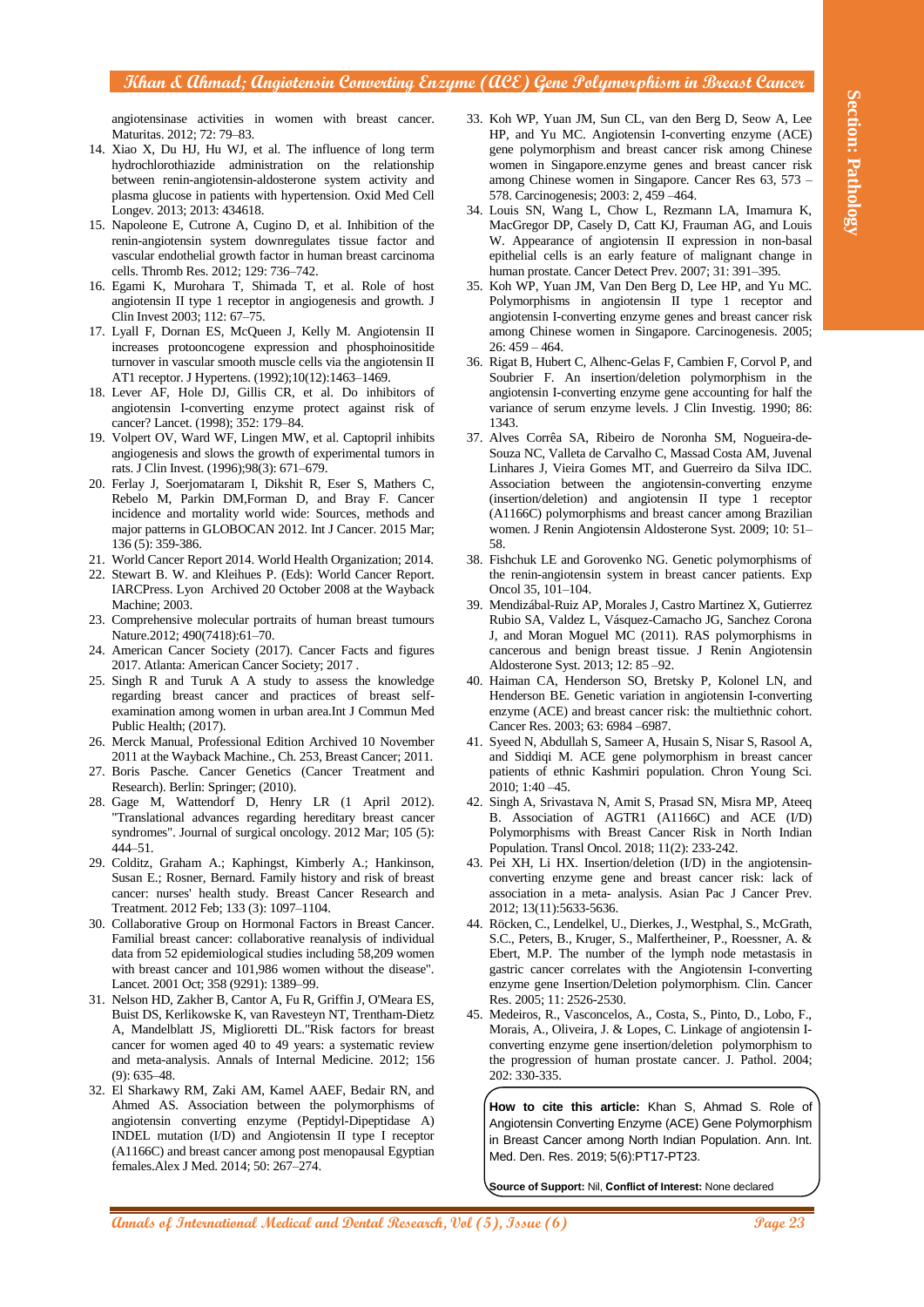angiotensinase activities in women with breast cancer. Maturitas. 2012; 72: 79–83.

14. Xiao X, Du HJ, Hu WJ, et al. The influence of long term hydrochlorothiazide administration on the relationship between renin-angiotensin-aldosterone system activity and plasma glucose in patients with hypertension. Oxid Med Cell Longev. 2013; 2013: 434618.
15. Napoleone E, Cutrone A, Cugino D, et al. Inhibition of the renin-angiotensin system downregulates tissue factor and vascular endothelial growth factor in human breast carcinoma cells. Thromb Res. 2012; 129: 736–742.
16. Egami K, Murohara T, Shimada T, et al. Role of host angiotensin II type 1 receptor in angiogenesis and growth. J Clin Invest 2003; 112: 67–75.
17. Lyall F, Dornan ES, McQueen J, Kelly M. Angiotensin II increases protooncogene expression and phosphoinositide turnover in vascular smooth muscle cells via the angiotensin II AT1 receptor. J Hypertens. (1992);10(12):1463–1469.
18. Lever AF, Hole DJ, Gillis CR, et al. Do inhibitors of angiotensin I-converting enzyme protect against risk of cancer? Lancet. (1998); 352: 179–84.
19. Volpert OV, Ward WF, Lingen MW, et al. Captopril inhibits angiogenesis and slows the growth of experimental tumors in rats. J Clin Invest. (1996);98(3): 671–679.
20. Ferlay J, Soerjomataram I, Dikshit R, Eser S, Mathers C, Rebelo M, Parkin DM,Forman D, and Bray F. Cancer incidence and mortality world wide: Sources, methods and major patterns in GLOBOCAN 2012. Int J Cancer. 2015 Mar; 136 (5): 359-386.
21. World Cancer Report 2014. World Health Organization; 2014.
22. Stewart B. W. and Kleihues P. (Eds): World Cancer Report. IARCPress. Lyon Archived 20 October 2008 at the Wayback Machine; 2003.
23. Comprehensive molecular portraits of human breast tumours Nature.2012; 490(7418):61–70.
24. American Cancer Society (2017). Cancer Facts and figures 2017. Atlanta: American Cancer Society; 2017 .
25. Singh R and Turuk A A study to assess the knowledge regarding breast cancer and practices of breast self-examination among women in urban area.Int J Commun Med Public Health; (2017).
26. Merck Manual, Professional Edition Archived 10 November 2011 at the Wayback Machine., Ch. 253, Breast Cancer; 2011.
27. Boris Pasche. Cancer Genetics (Cancer Treatment and Research). Berlin: Springer; (2010).
28. Gage M, Wattendorf D, Henry LR (1 April 2012). "Translational advances regarding hereditary breast cancer syndromes". Journal of surgical oncology. 2012 Mar; 105 (5): 444–51.
29. Colditz, Graham A.; Kaphingst, Kimberly A.; Hankinson, Susan E.; Rosner, Bernard. Family history and risk of breast cancer: nurses' health study. Breast Cancer Research and Treatment. 2012 Feb; 133 (3): 1097–1104.
30. Collaborative Group on Hormonal Factors in Breast Cancer. Familial breast cancer: collaborative reanalysis of individual data from 52 epidemiological studies including 58,209 women with breast cancer and 101,986 women without the disease". Lancet. 2001 Oct; 358 (9291): 1389–99.
31. Nelson HD, Zakher B, Cantor A, Fu R, Griffin J, O'Meara ES, Buist DS, Kerlikowske K, van Ravesteyn NT, Trentham-Dietz A, Mandelblatt JS, Miglioretti DL."Risk factors for breast cancer for women aged 40 to 49 years: a systematic review and meta-analysis. Annals of Internal Medicine. 2012; 156 (9): 635–48.
32. El Sharkawy RM, Zaki AM, Kamel AAEF, Bedair RN, and Ahmed AS. Association between the polymorphisms of angiotensin converting enzyme (Peptidyl-Dipeptidase A) INDEL mutation (I/D) and Angiotensin II type I receptor (A1166C) and breast cancer among post menopausal Egyptian females.Alex J Med. 2014; 50: 267–274.
33. Koh WP, Yuan JM, Sun CL, van den Berg D, Seow A, Lee HP, and Yu MC. Angiotensin I-converting enzyme (ACE) gene polymorphism and breast cancer risk among Chinese women in Singapore.enzyme genes and breast cancer risk among Chinese women in Singapore. Cancer Res 63, 573 – 578. Carcinogenesis; 2003: 2, 459 –464.
34. Louis SN, Wang L, Chow L, Rezmann LA, Imamura K, MacGregor DP, Casely D, Catt KJ, Frauman AG, and Louis W. Appearance of angiotensin II expression in non-basal epithelial cells is an early feature of malignant change in human prostate. Cancer Detect Prev. 2007; 31: 391–395.
35. Koh WP, Yuan JM, Van Den Berg D, Lee HP, and Yu MC. Polymorphisms in angiotensin II type 1 receptor and angiotensin I-converting enzyme genes and breast cancer risk among Chinese women in Singapore. Carcinogenesis. 2005; 26: 459 – 464.
36. Rigat B, Hubert C, Alhenc-Gelas F, Cambien F, Corvol P, and Soubrier F. An insertion/deletion polymorphism in the angiotensin I-converting enzyme gene accounting for half the variance of serum enzyme levels. J Clin Investig. 1990; 86: 1343.
37. Alves Corrêa SA, Ribeiro de Noronha SM, Nogueira-de-Souza NC, Valleta de Carvalho C, Massad Costa AM, Juvenal Linhares J, Vieira Gomes MT, and Guerreiro da Silva IDC. Association between the angiotensin-converting enzyme (insertion/deletion) and angiotensin II type 1 receptor (A1166C) polymorphisms and breast cancer among Brazilian women. J Renin Angiotensin Aldosterone Syst. 2009; 10: 51–58.
38. Fishchuk LE and Gorovenko NG. Genetic polymorphisms of the renin-angiotensin system in breast cancer patients. Exp Oncol 35, 101–104.
39. Mendizábal-Ruiz AP, Morales J, Castro Martinez X, Gutierrez Rubio SA, Valdez L, Vásquez-Camacho JG, Sanchez Corona J, and Moran Moguel MC (2011). RAS polymorphisms in cancerous and benign breast tissue. J Renin Angiotensin Aldosterone Syst. 2013; 12: 85 –92.
40. Haiman CA, Henderson SO, Bretsky P, Kolonel LN, and Henderson BE. Genetic variation in angiotensin I-converting enzyme (ACE) and breast cancer risk: the multiethnic cohort. Cancer Res. 2003; 63: 6984 –6987.
41. Syeed N, Abdullah S, Sameer A, Husain S, Nisar S, Rasool A, and Siddiqi M. ACE gene polymorphism in breast cancer patients of ethnic Kashmiri population. Chron Young Sci. 2010; 1:40 –45.
42. Singh A, Srivastava N, Amit S, Prasad SN, Misra MP, Ateeq B. Association of AGTR1 (A1166C) and ACE (I/D) Polymorphisms with Breast Cancer Risk in North Indian Population. Transl Oncol. 2018; 11(2): 233-242.
43. Pei XH, Li HX. Insertion/deletion (I/D) in the angiotensin-converting enzyme gene and breast cancer risk: lack of association in a meta- analysis. Asian Pac J Cancer Prev. 2012; 13(11):5633-5636.
44. Röcken, C., Lendelkel, U., Dierkes, J., Westphal, S., McGrath, S.C., Peters, B., Kruger, S., Malfertheiner, P., Roessner, A. & Ebert, M.P. The number of the lymph node metastasis in gastric cancer correlates with the Angiotensin I-converting enzyme gene Insertion/Deletion polymorphism. Clin. Cancer Res. 2005; 11: 2526-2530.
45. Medeiros, R., Vasconcelos, A., Costa, S., Pinto, D., Lobo, F., Morais, A., Oliveira, J. & Lopes, C. Linkage of angiotensin I-converting enzyme gene insertion/deletion polymorphism to the progression of human prostate cancer. J. Pathol. 2004; 202: 330-335.

**How to cite this article:** Khan S, Ahmad S. Role of Angiotensin Converting Enzyme (ACE) Gene Polymorphism in Breast Cancer among North Indian Population. Ann. Int. Med. Den. Res. 2019; 5(6):PT17-PT23.

**Source of Support:** Nil, **Conflict of Interest:** None declared